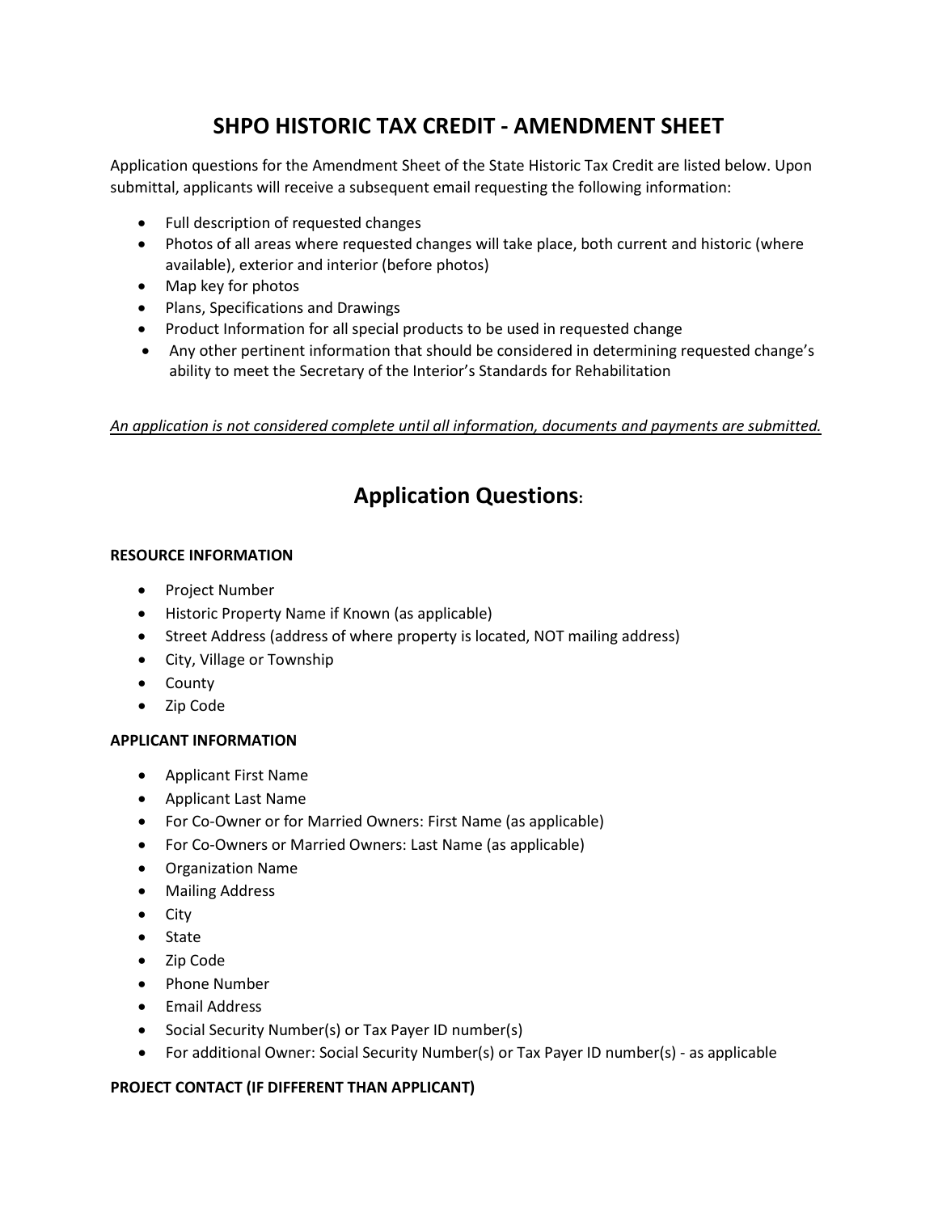# SHPO HISTORIC TAX CREDIT - AMENDMENT SHEET

Application questions for the Amendment Sheet of the State Historic Tax Credit are listed below. Upon submittal, applicants will receive a subsequent email requesting the following information:

- Full description of requested changes
- Photos of all areas where requested changes will take place, both current and historic (where available), exterior and interior (before photos)
- Map key for photos
- Plans, Specifications and Drawings
- Product Information for all special products to be used in requested change
- Any other pertinent information that should be considered in determining requested change's ability to meet the Secretary of the Interior's Standards for Rehabilitation

*<u>An application is not considered complete until all information, documents and payments are submitted.</u>*

## Application Questions:

**RESOURCE INFORMATION**

- Project Number
- Historic Property Name if Known (as applicable)
- Street Address (address of where property is located, NOT mailing address)
- City, Village or Township
- County
- Zip Code

**APPLICANT INFORMATION**

- Applicant First Name
- Applicant Last Name
- For Co-Owner or for Married Owners: First Name (as applicable)
- For Co-Owners or Married Owners: Last Name (as applicable)
- Organization Name
- Mailing Address
- City
- State
- Zip Code
- Phone Number
- Email Address
- Social Security Number(s) or Tax Payer ID number(s)
- For additional Owner: Social Security Number(s) or Tax Payer ID number(s) - as applicable

**PROJECT CONTACT (IF DIFFERENT THAN APPLICANT)**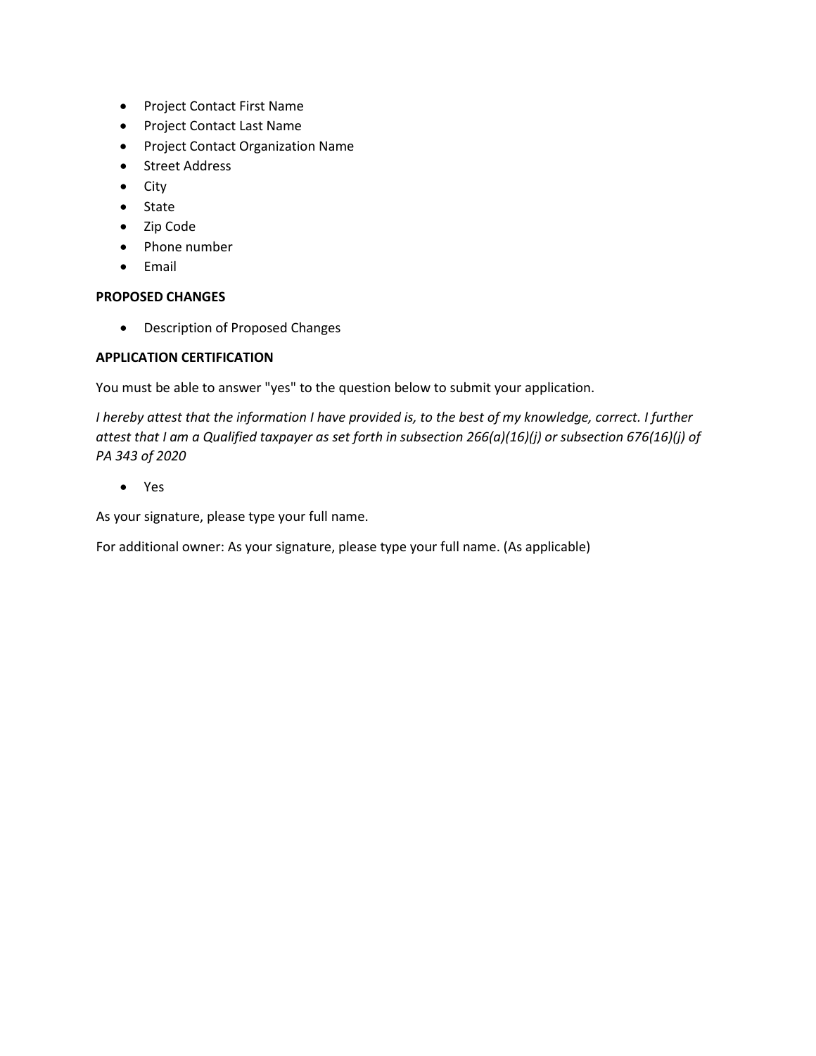- Project Contact First Name
- Project Contact Last Name
- Project Contact Organization Name
- Street Address
- City
- State
- Zip Code
- Phone number
- Email

**PROPOSED CHANGES**

- Description of Proposed Changes

**APPLICATION CERTIFICATION**

You must be able to answer "yes" to the question below to submit your application.

*I hereby attest that the information I have provided is, to the best of my knowledge, correct. I further attest that I am a Qualified taxpayer as set forth in subsection 266(a)(16)(j) or subsection 676(16)(j) of PA 343 of 2020*

- Yes

As your signature, please type your full name.

For additional owner: As your signature, please type your full name. (As applicable)